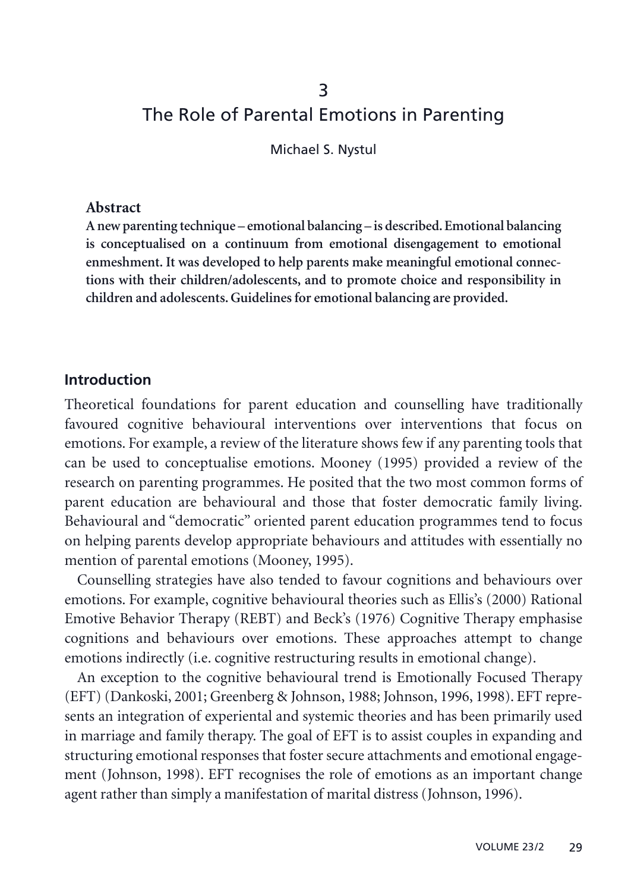# 3

# The Role of Parental Emotions in Parenting

Michael S. Nystul

**Abstract**

**A new parenting technique – emotional balancing – is described. Emotional balancing is conceptualised on a continuum from emotional disengagement to emotional enmeshment. It was developed to help parents make meaningful emotional connections with their children/adolescents, and to promote choice and responsibility in children and adolescents. Guidelines for emotional balancing are provided.**

## Introduction

Theoretical foundations for parent education and counselling have traditionally favoured cognitive behavioural interventions over interventions that focus on emotions. For example, a review of the literature shows few if any parenting tools that can be used to conceptualise emotions. Mooney (1995) provided a review of the research on parenting programmes. He posited that the two most common forms of parent education are behavioural and those that foster democratic family living. Behavioural and "democratic" oriented parent education programmes tend to focus on helping parents develop appropriate behaviours and attitudes with essentially no mention of parental emotions (Mooney, 1995).

Counselling strategies have also tended to favour cognitions and behaviours over emotions. For example, cognitive behavioural theories such as Ellis's (2000) Rational Emotive Behavior Therapy (REBT) and Beck's (1976) Cognitive Therapy emphasise cognitions and behaviours over emotions. These approaches attempt to change emotions indirectly (i.e. cognitive restructuring results in emotional change).

An exception to the cognitive behavioural trend is Emotionally Focused Therapy (EFT) (Dankoski, 2001; Greenberg & Johnson, 1988; Johnson, 1996, 1998). EFT represents an integration of experiental and systemic theories and has been primarily used in marriage and family therapy. The goal of EFT is to assist couples in expanding and structuring emotional responses that foster secure attachments and emotional engagement (Johnson, 1998). EFT recognises the role of emotions as an important change agent rather than simply a manifestation of marital distress (Johnson, 1996).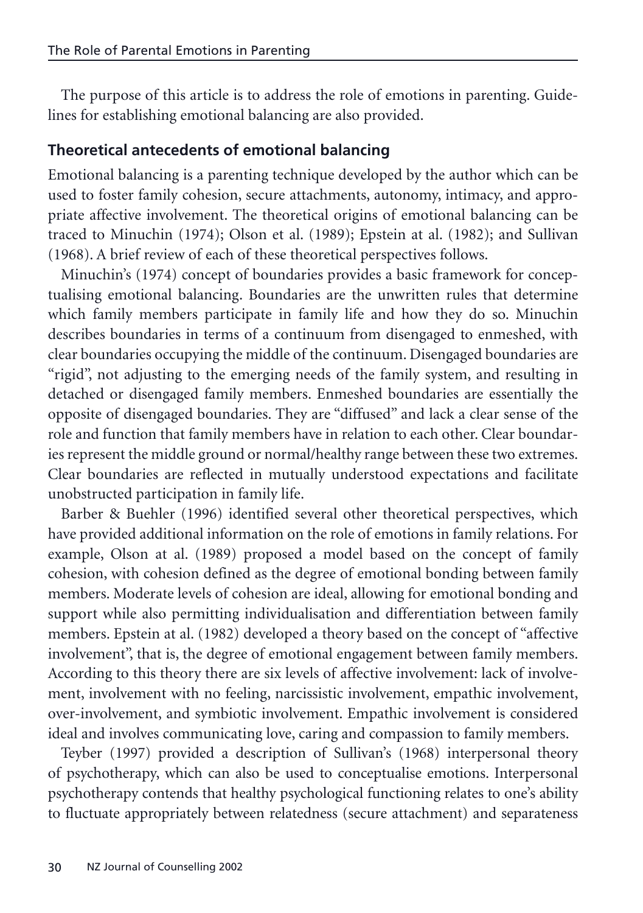The purpose of this article is to address the role of emotions in parenting. Guidelines for establishing emotional balancing are also provided.

## Theoretical antecedents of emotional balancing

Emotional balancing is a parenting technique developed by the author which can be used to foster family cohesion, secure attachments, autonomy, intimacy, and appropriate affective involvement. The theoretical origins of emotional balancing can be traced to Minuchin (1974); Olson et al. (1989); Epstein at al. (1982); and Sullivan (1968). A brief review of each of these theoretical perspectives follows.

Minuchin's (1974) concept of boundaries provides a basic framework for conceptualising emotional balancing. Boundaries are the unwritten rules that determine which family members participate in family life and how they do so. Minuchin describes boundaries in terms of a continuum from disengaged to enmeshed, with clear boundaries occupying the middle of the continuum. Disengaged boundaries are "rigid", not adjusting to the emerging needs of the family system, and resulting in detached or disengaged family members. Enmeshed boundaries are essentially the opposite of disengaged boundaries. They are "diffused" and lack a clear sense of the role and function that family members have in relation to each other. Clear boundaries represent the middle ground or normal/healthy range between these two extremes. Clear boundaries are reflected in mutually understood expectations and facilitate unobstructed participation in family life.

Barber & Buehler (1996) identified several other theoretical perspectives, which have provided additional information on the role of emotions in family relations. For example, Olson at al. (1989) proposed a model based on the concept of family cohesion, with cohesion defined as the degree of emotional bonding between family members. Moderate levels of cohesion are ideal, allowing for emotional bonding and support while also permitting individualisation and differentiation between family members. Epstein at al. (1982) developed a theory based on the concept of "affective involvement", that is, the degree of emotional engagement between family members. According to this theory there are six levels of affective involvement: lack of involvement, involvement with no feeling, narcissistic involvement, empathic involvement, over-involvement, and symbiotic involvement. Empathic involvement is considered ideal and involves communicating love, caring and compassion to family members.

Teyber (1997) provided a description of Sullivan's (1968) interpersonal theory of psychotherapy, which can also be used to conceptualise emotions. Interpersonal psychotherapy contends that healthy psychological functioning relates to one's ability to fluctuate appropriately between relatedness (secure attachment) and separateness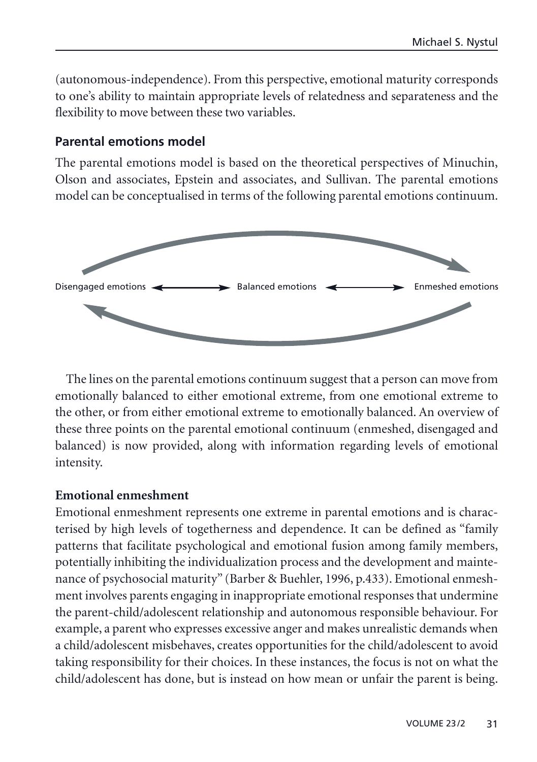(autonomous-independence). From this perspective, emotional maturity corresponds to one's ability to maintain appropriate levels of relatedness and separateness and the flexibility to move between these two variables.

## Parental emotions model

The parental emotions model is based on the theoretical perspectives of Minuchin, Olson and associates, Epstein and associates, and Sullivan. The parental emotions model can be conceptualised in terms of the following parental emotions continuum.

Disengaged emotions ⟷ Balanced emotions ⟷ Enmeshed emotions

The lines on the parental emotions continuum suggest that a person can move from emotionally balanced to either emotional extreme, from one emotional extreme to the other, or from either emotional extreme to emotionally balanced. An overview of these three points on the parental emotional continuum (enmeshed, disengaged and balanced) is now provided, along with information regarding levels of emotional intensity.

### Emotional enmeshment

Emotional enmeshment represents one extreme in parental emotions and is characterised by high levels of togetherness and dependence. It can be defined as "family patterns that facilitate psychological and emotional fusion among family members, potentially inhibiting the individualization process and the development and maintenance of psychosocial maturity" (Barber & Buehler, 1996, p.433). Emotional enmeshment involves parents engaging in inappropriate emotional responses that undermine the parent-child/adolescent relationship and autonomous responsible behaviour. For example, a parent who expresses excessive anger and makes unrealistic demands when a child/adolescent misbehaves, creates opportunities for the child/adolescent to avoid taking responsibility for their choices. In these instances, the focus is not on what the child/adolescent has done, but is instead on how mean or unfair the parent is being.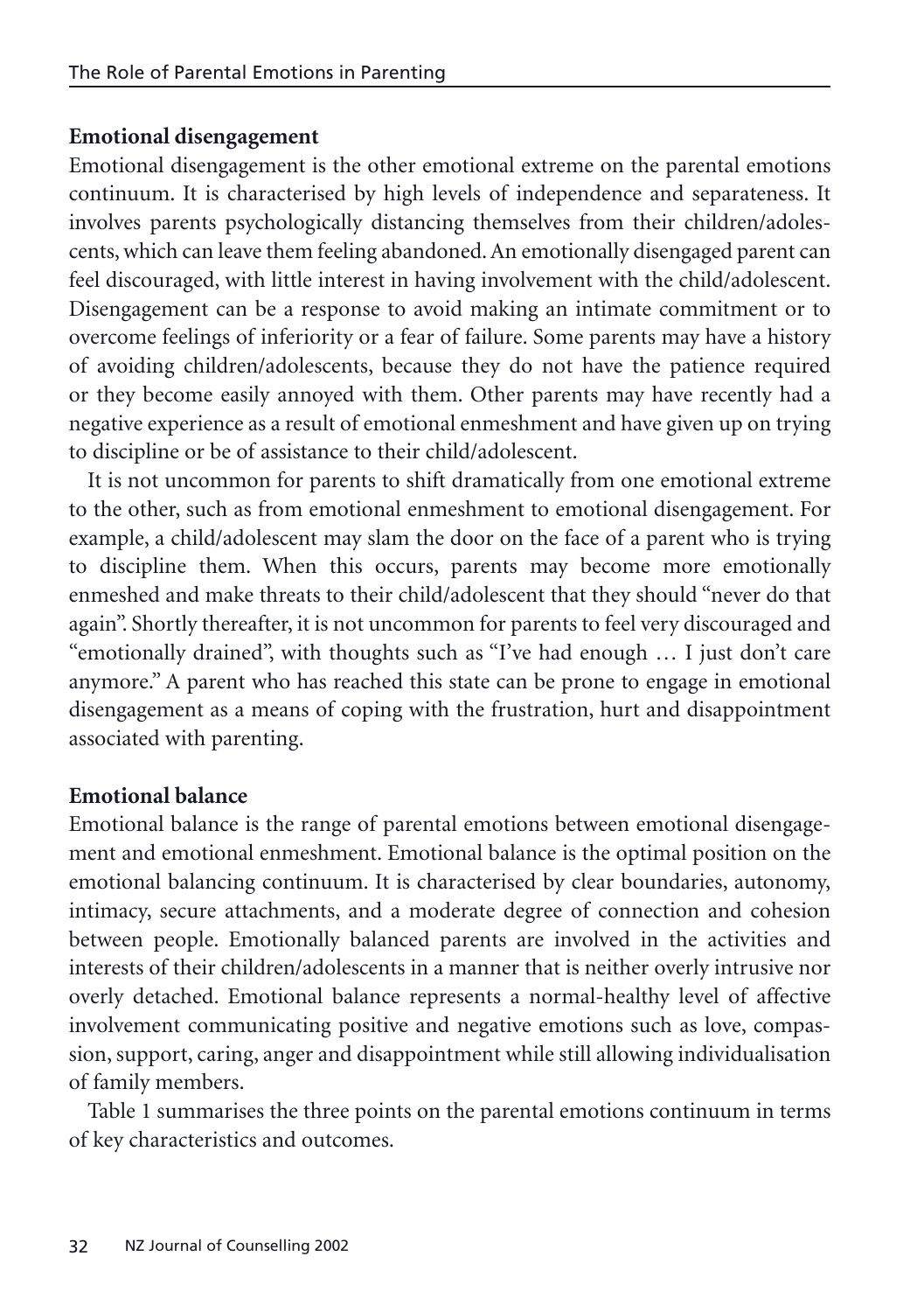**Emotional disengagement**

Emotional disengagement is the other emotional extreme on the parental emotions continuum. It is characterised by high levels of independence and separateness. It involves parents psychologically distancing themselves from their children/adolescents, which can leave them feeling abandoned. An emotionally disengaged parent can feel discouraged, with little interest in having involvement with the child/adolescent. Disengagement can be a response to avoid making an intimate commitment or to overcome feelings of inferiority or a fear of failure. Some parents may have a history of avoiding children/adolescents, because they do not have the patience required or they become easily annoyed with them. Other parents may have recently had a negative experience as a result of emotional enmeshment and have given up on trying to discipline or be of assistance to their child/adolescent.

It is not uncommon for parents to shift dramatically from one emotional extreme to the other, such as from emotional enmeshment to emotional disengagement. For example, a child/adolescent may slam the door on the face of a parent who is trying to discipline them. When this occurs, parents may become more emotionally enmeshed and make threats to their child/adolescent that they should "never do that again". Shortly thereafter, it is not uncommon for parents to feel very discouraged and "emotionally drained", with thoughts such as "I've had enough … I just don't care anymore." A parent who has reached this state can be prone to engage in emotional disengagement as a means of coping with the frustration, hurt and disappointment associated with parenting.

**Emotional balance**

Emotional balance is the range of parental emotions between emotional disengagement and emotional enmeshment. Emotional balance is the optimal position on the emotional balancing continuum. It is characterised by clear boundaries, autonomy, intimacy, secure attachments, and a moderate degree of connection and cohesion between people. Emotionally balanced parents are involved in the activities and interests of their children/adolescents in a manner that is neither overly intrusive nor overly detached. Emotional balance represents a normal-healthy level of affective involvement communicating positive and negative emotions such as love, compassion, support, caring, anger and disappointment while still allowing individualisation of family members.

Table 1 summarises the three points on the parental emotions continuum in terms of key characteristics and outcomes.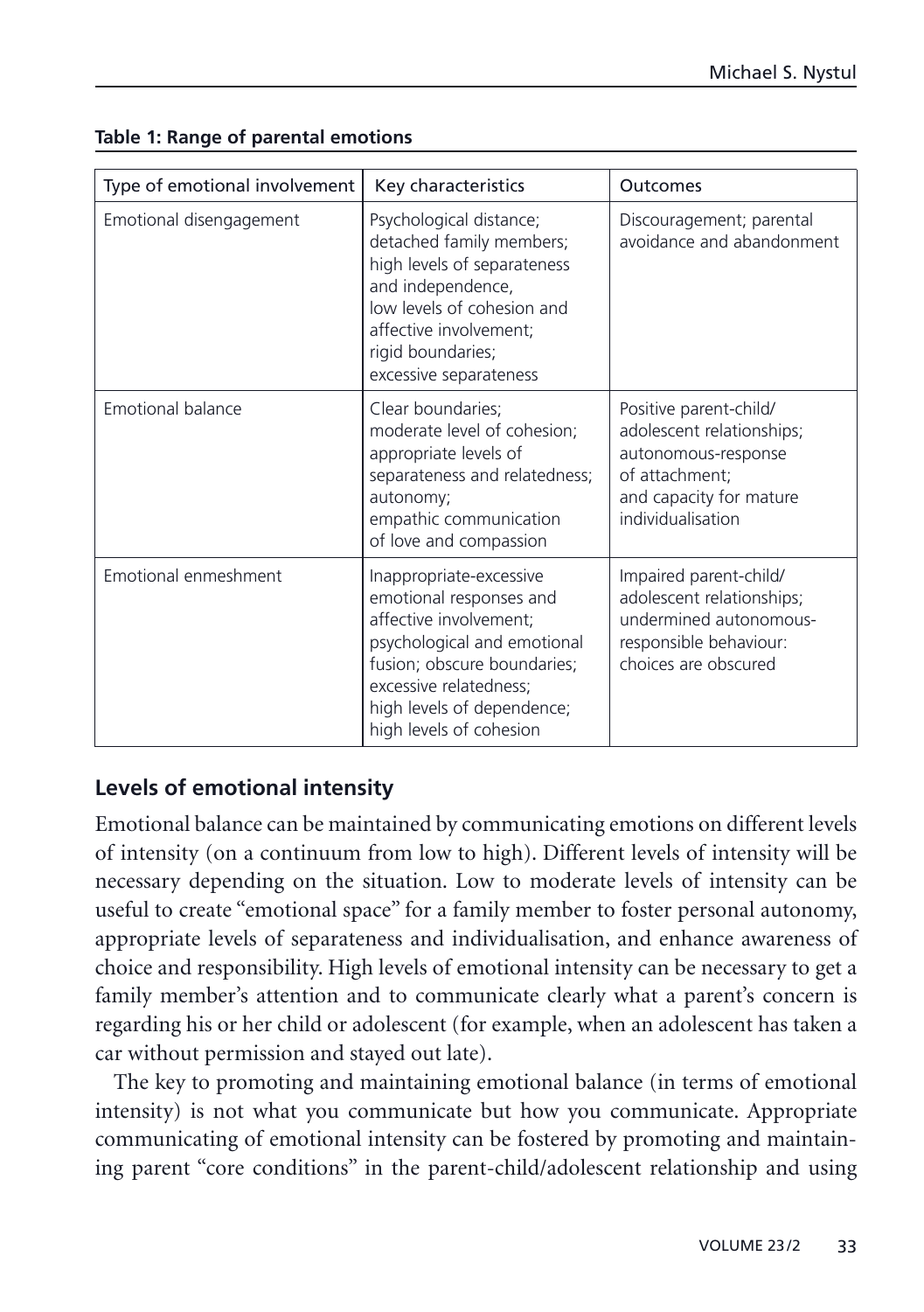**Table 1: Range of parental emotions**

| Type of emotional involvement | Key characteristics | Outcomes |
|---|---|---|
| Emotional disengagement | Psychological distance; detached family members; high levels of separateness and independence, low levels of cohesion and affective involvement; rigid boundaries; excessive separateness | Discouragement; parental avoidance and abandonment |
| Emotional balance | Clear boundaries; moderate level of cohesion; appropriate levels of separateness and relatedness; autonomy; empathic communication of love and compassion | Positive parent-child/ adolescent relationships; autonomous-response of attachment; and capacity for mature individualisation |
| Emotional enmeshment | Inappropriate-excessive emotional responses and affective involvement; psychological and emotional fusion; obscure boundaries; excessive relatedness; high levels of dependence; high levels of cohesion | Impaired parent-child/ adolescent relationships; undermined autonomous-responsible behaviour: choices are obscured |

## Levels of emotional intensity

Emotional balance can be maintained by communicating emotions on different levels of intensity (on a continuum from low to high). Different levels of intensity will be necessary depending on the situation. Low to moderate levels of intensity can be useful to create "emotional space" for a family member to foster personal autonomy, appropriate levels of separateness and individualisation, and enhance awareness of choice and responsibility. High levels of emotional intensity can be necessary to get a family member's attention and to communicate clearly what a parent's concern is regarding his or her child or adolescent (for example, when an adolescent has taken a car without permission and stayed out late).

The key to promoting and maintaining emotional balance (in terms of emotional intensity) is not what you communicate but how you communicate. Appropriate communicating of emotional intensity can be fostered by promoting and maintaining parent "core conditions" in the parent-child/adolescent relationship and using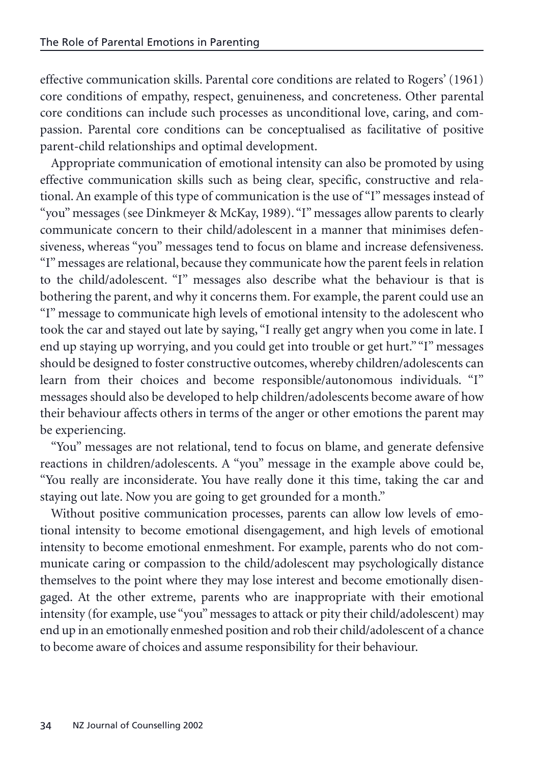effective communication skills. Parental core conditions are related to Rogers' (1961) core conditions of empathy, respect, genuineness, and concreteness. Other parental core conditions can include such processes as unconditional love, caring, and compassion. Parental core conditions can be conceptualised as facilitative of positive parent-child relationships and optimal development.

Appropriate communication of emotional intensity can also be promoted by using effective communication skills such as being clear, specific, constructive and relational. An example of this type of communication is the use of "I" messages instead of "you" messages (see Dinkmeyer & McKay, 1989). "I" messages allow parents to clearly communicate concern to their child/adolescent in a manner that minimises defensiveness, whereas "you" messages tend to focus on blame and increase defensiveness. "I" messages are relational, because they communicate how the parent feels in relation to the child/adolescent. "I" messages also describe what the behaviour is that is bothering the parent, and why it concerns them. For example, the parent could use an "I" message to communicate high levels of emotional intensity to the adolescent who took the car and stayed out late by saying, "I really get angry when you come in late. I end up staying up worrying, and you could get into trouble or get hurt." "I" messages should be designed to foster constructive outcomes, whereby children/adolescents can learn from their choices and become responsible/autonomous individuals. "I" messages should also be developed to help children/adolescents become aware of how their behaviour affects others in terms of the anger or other emotions the parent may be experiencing.

"You" messages are not relational, tend to focus on blame, and generate defensive reactions in children/adolescents. A "you" message in the example above could be, "You really are inconsiderate. You have really done it this time, taking the car and staying out late. Now you are going to get grounded for a month."

Without positive communication processes, parents can allow low levels of emotional intensity to become emotional disengagement, and high levels of emotional intensity to become emotional enmeshment. For example, parents who do not communicate caring or compassion to the child/adolescent may psychologically distance themselves to the point where they may lose interest and become emotionally disengaged. At the other extreme, parents who are inappropriate with their emotional intensity (for example, use "you" messages to attack or pity their child/adolescent) may end up in an emotionally enmeshed position and rob their child/adolescent of a chance to become aware of choices and assume responsibility for their behaviour.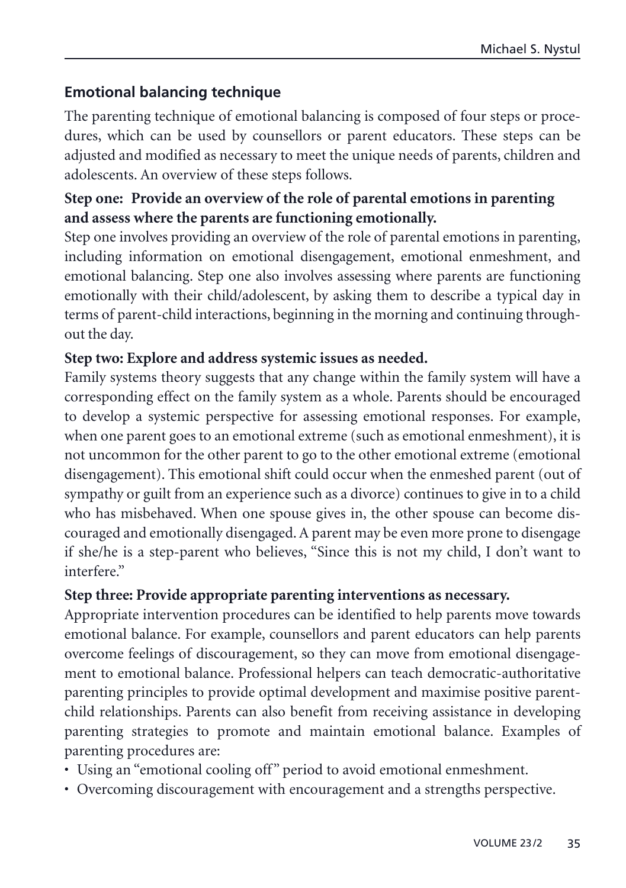## Emotional balancing technique

The parenting technique of emotional balancing is composed of four steps or procedures, which can be used by counsellors or parent educators. These steps can be adjusted and modified as necessary to meet the unique needs of parents, children and adolescents. An overview of these steps follows.

**Step one: Provide an overview of the role of parental emotions in parenting and assess where the parents are functioning emotionally.**

Step one involves providing an overview of the role of parental emotions in parenting, including information on emotional disengagement, emotional enmeshment, and emotional balancing. Step one also involves assessing where parents are functioning emotionally with their child/adolescent, by asking them to describe a typical day in terms of parent-child interactions, beginning in the morning and continuing throughout the day.

**Step two: Explore and address systemic issues as needed.**

Family systems theory suggests that any change within the family system will have a corresponding effect on the family system as a whole. Parents should be encouraged to develop a systemic perspective for assessing emotional responses. For example, when one parent goes to an emotional extreme (such as emotional enmeshment), it is not uncommon for the other parent to go to the other emotional extreme (emotional disengagement). This emotional shift could occur when the enmeshed parent (out of sympathy or guilt from an experience such as a divorce) continues to give in to a child who has misbehaved. When one spouse gives in, the other spouse can become discouraged and emotionally disengaged. A parent may be even more prone to disengage if she/he is a step-parent who believes, "Since this is not my child, I don't want to interfere."

**Step three: Provide appropriate parenting interventions as necessary.**

Appropriate intervention procedures can be identified to help parents move towards emotional balance. For example, counsellors and parent educators can help parents overcome feelings of discouragement, so they can move from emotional disengagement to emotional balance. Professional helpers can teach democratic-authoritative parenting principles to provide optimal development and maximise positive parent-child relationships. Parents can also benefit from receiving assistance in developing parenting strategies to promote and maintain emotional balance. Examples of parenting procedures are:

- Using an "emotional cooling off" period to avoid emotional enmeshment.
- Overcoming discouragement with encouragement and a strengths perspective.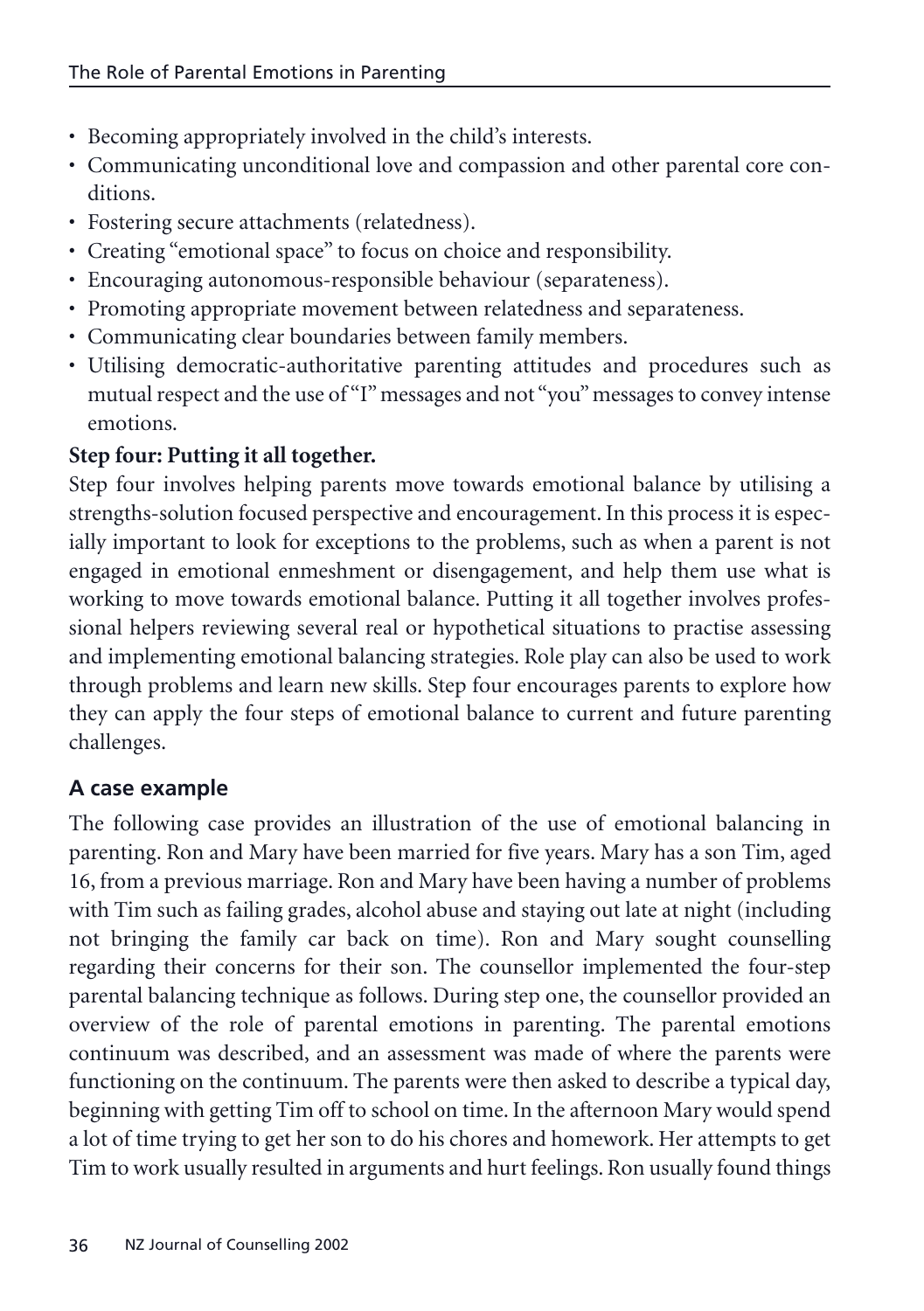- Becoming appropriately involved in the child's interests.
- Communicating unconditional love and compassion and other parental core conditions.
- Fostering secure attachments (relatedness).
- Creating "emotional space" to focus on choice and responsibility.
- Encouraging autonomous-responsible behaviour (separateness).
- Promoting appropriate movement between relatedness and separateness.
- Communicating clear boundaries between family members.
- Utilising democratic-authoritative parenting attitudes and procedures such as mutual respect and the use of "I" messages and not "you" messages to convey intense emotions.

**Step four: Putting it all together.**

Step four involves helping parents move towards emotional balance by utilising a strengths-solution focused perspective and encouragement. In this process it is especially important to look for exceptions to the problems, such as when a parent is not engaged in emotional enmeshment or disengagement, and help them use what is working to move towards emotional balance. Putting it all together involves professional helpers reviewing several real or hypothetical situations to practise assessing and implementing emotional balancing strategies. Role play can also be used to work through problems and learn new skills. Step four encourages parents to explore how they can apply the four steps of emotional balance to current and future parenting challenges.

## A case example

The following case provides an illustration of the use of emotional balancing in parenting. Ron and Mary have been married for five years. Mary has a son Tim, aged 16, from a previous marriage. Ron and Mary have been having a number of problems with Tim such as failing grades, alcohol abuse and staying out late at night (including not bringing the family car back on time). Ron and Mary sought counselling regarding their concerns for their son. The counsellor implemented the four-step parental balancing technique as follows. During step one, the counsellor provided an overview of the role of parental emotions in parenting. The parental emotions continuum was described, and an assessment was made of where the parents were functioning on the continuum. The parents were then asked to describe a typical day, beginning with getting Tim off to school on time. In the afternoon Mary would spend a lot of time trying to get her son to do his chores and homework. Her attempts to get Tim to work usually resulted in arguments and hurt feelings. Ron usually found things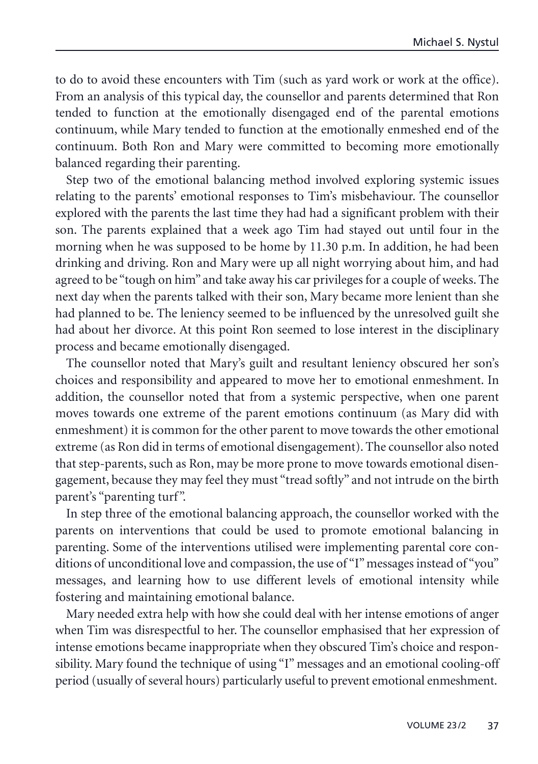to do to avoid these encounters with Tim (such as yard work or work at the office). From an analysis of this typical day, the counsellor and parents determined that Ron tended to function at the emotionally disengaged end of the parental emotions continuum, while Mary tended to function at the emotionally enmeshed end of the continuum. Both Ron and Mary were committed to becoming more emotionally balanced regarding their parenting.

Step two of the emotional balancing method involved exploring systemic issues relating to the parents' emotional responses to Tim's misbehaviour. The counsellor explored with the parents the last time they had had a significant problem with their son. The parents explained that a week ago Tim had stayed out until four in the morning when he was supposed to be home by 11.30 p.m. In addition, he had been drinking and driving. Ron and Mary were up all night worrying about him, and had agreed to be "tough on him" and take away his car privileges for a couple of weeks. The next day when the parents talked with their son, Mary became more lenient than she had planned to be. The leniency seemed to be influenced by the unresolved guilt she had about her divorce. At this point Ron seemed to lose interest in the disciplinary process and became emotionally disengaged.

The counsellor noted that Mary's guilt and resultant leniency obscured her son's choices and responsibility and appeared to move her to emotional enmeshment. In addition, the counsellor noted that from a systemic perspective, when one parent moves towards one extreme of the parent emotions continuum (as Mary did with enmeshment) it is common for the other parent to move towards the other emotional extreme (as Ron did in terms of emotional disengagement). The counsellor also noted that step-parents, such as Ron, may be more prone to move towards emotional disengagement, because they may feel they must "tread softly" and not intrude on the birth parent's "parenting turf".

In step three of the emotional balancing approach, the counsellor worked with the parents on interventions that could be used to promote emotional balancing in parenting. Some of the interventions utilised were implementing parental core conditions of unconditional love and compassion, the use of "I" messages instead of "you" messages, and learning how to use different levels of emotional intensity while fostering and maintaining emotional balance.

Mary needed extra help with how she could deal with her intense emotions of anger when Tim was disrespectful to her. The counsellor emphasised that her expression of intense emotions became inappropriate when they obscured Tim's choice and responsibility. Mary found the technique of using "I" messages and an emotional cooling-off period (usually of several hours) particularly useful to prevent emotional enmeshment.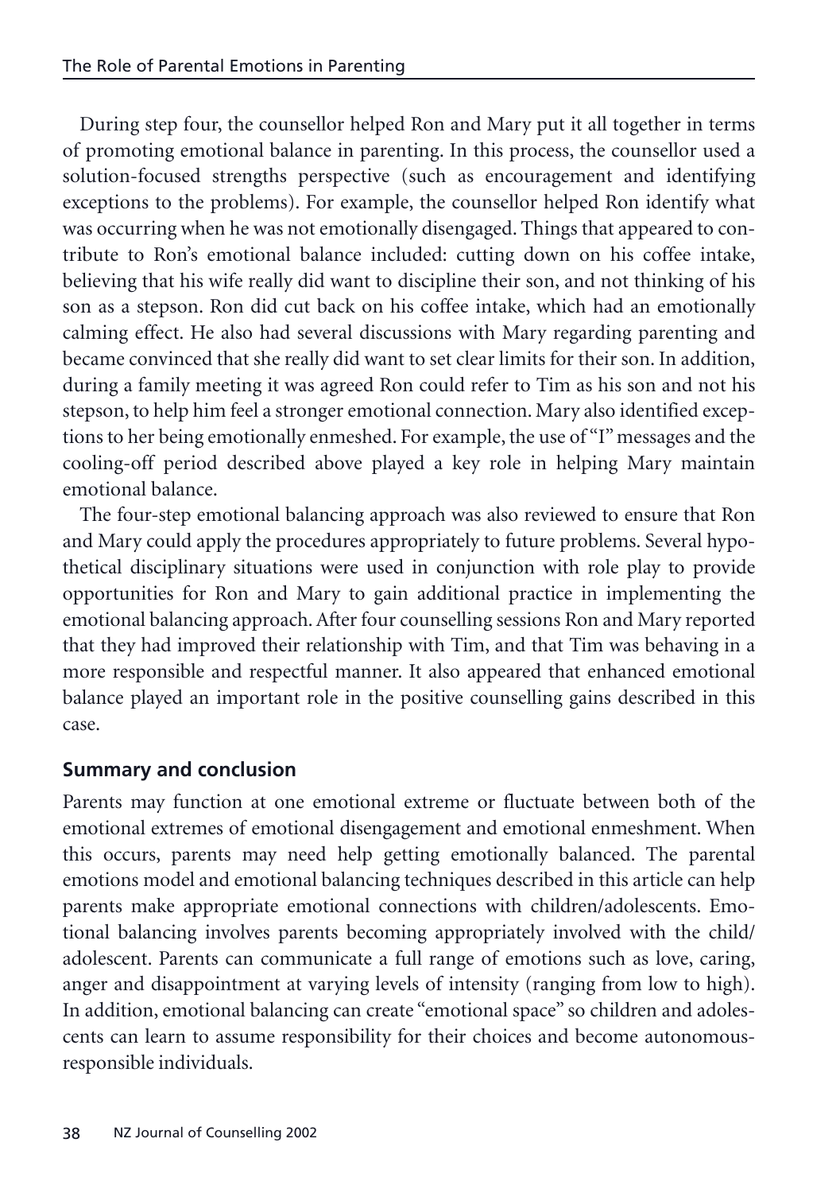During step four, the counsellor helped Ron and Mary put it all together in terms of promoting emotional balance in parenting. In this process, the counsellor used a solution-focused strengths perspective (such as encouragement and identifying exceptions to the problems). For example, the counsellor helped Ron identify what was occurring when he was not emotionally disengaged. Things that appeared to contribute to Ron's emotional balance included: cutting down on his coffee intake, believing that his wife really did want to discipline their son, and not thinking of his son as a stepson. Ron did cut back on his coffee intake, which had an emotionally calming effect. He also had several discussions with Mary regarding parenting and became convinced that she really did want to set clear limits for their son. In addition, during a family meeting it was agreed Ron could refer to Tim as his son and not his stepson, to help him feel a stronger emotional connection. Mary also identified exceptions to her being emotionally enmeshed. For example, the use of "I" messages and the cooling-off period described above played a key role in helping Mary maintain emotional balance.

The four-step emotional balancing approach was also reviewed to ensure that Ron and Mary could apply the procedures appropriately to future problems. Several hypothetical disciplinary situations were used in conjunction with role play to provide opportunities for Ron and Mary to gain additional practice in implementing the emotional balancing approach. After four counselling sessions Ron and Mary reported that they had improved their relationship with Tim, and that Tim was behaving in a more responsible and respectful manner. It also appeared that enhanced emotional balance played an important role in the positive counselling gains described in this case.

## Summary and conclusion

Parents may function at one emotional extreme or fluctuate between both of the emotional extremes of emotional disengagement and emotional enmeshment. When this occurs, parents may need help getting emotionally balanced. The parental emotions model and emotional balancing techniques described in this article can help parents make appropriate emotional connections with children/adolescents. Emotional balancing involves parents becoming appropriately involved with the child/adolescent. Parents can communicate a full range of emotions such as love, caring, anger and disappointment at varying levels of intensity (ranging from low to high). In addition, emotional balancing can create "emotional space" so children and adolescents can learn to assume responsibility for their choices and become autonomous-responsible individuals.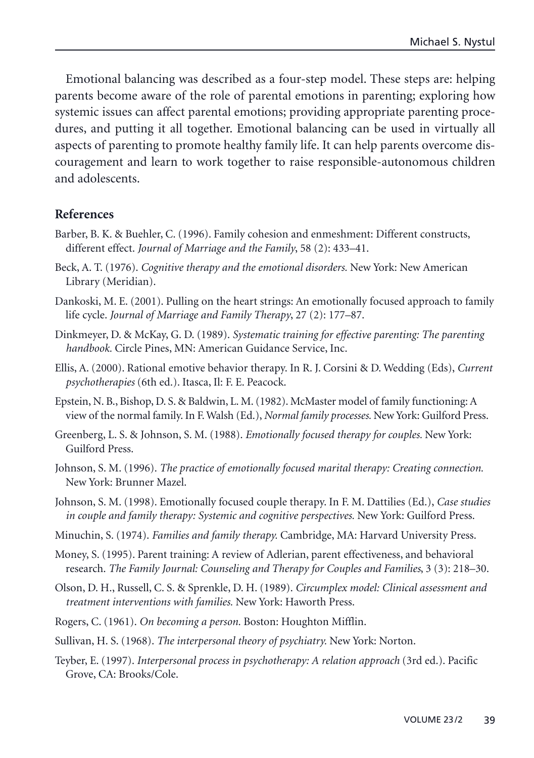Emotional balancing was described as a four-step model. These steps are: helping parents become aware of the role of parental emotions in parenting; exploring how systemic issues can affect parental emotions; providing appropriate parenting procedures, and putting it all together. Emotional balancing can be used in virtually all aspects of parenting to promote healthy family life. It can help parents overcome discouragement and learn to work together to raise responsible-autonomous children and adolescents.

## References

Barber, B. K. & Buehler, C. (1996). Family cohesion and enmeshment: Different constructs, different effect. *Journal of Marriage and the Family*, 58 (2): 433–41.

Beck, A. T. (1976). *Cognitive therapy and the emotional disorders.* New York: New American Library (Meridian).

Dankoski, M. E. (2001). Pulling on the heart strings: An emotionally focused approach to family life cycle. *Journal of Marriage and Family Therapy*, 27 (2): 177–87.

Dinkmeyer, D. & McKay, G. D. (1989). *Systematic training for effective parenting: The parenting handbook.* Circle Pines, MN: American Guidance Service, Inc.

Ellis, A. (2000). Rational emotive behavior therapy. In R. J. Corsini & D. Wedding (Eds), *Current psychotherapies* (6th ed.). Itasca, Il: F. E. Peacock.

Epstein, N. B., Bishop, D. S. & Baldwin, L. M. (1982). McMaster model of family functioning: A view of the normal family. In F. Walsh (Ed.), *Normal family processes.* New York: Guilford Press.

Greenberg, L. S. & Johnson, S. M. (1988). *Emotionally focused therapy for couples.* New York: Guilford Press.

Johnson, S. M. (1996). *The practice of emotionally focused marital therapy: Creating connection.* New York: Brunner Mazel.

Johnson, S. M. (1998). Emotionally focused couple therapy. In F. M. Dattilies (Ed.), *Case studies in couple and family therapy: Systemic and cognitive perspectives.* New York: Guilford Press.

Minuchin, S. (1974). *Families and family therapy.* Cambridge, MA: Harvard University Press.

Money, S. (1995). Parent training: A review of Adlerian, parent effectiveness, and behavioral research. *The Family Journal: Counseling and Therapy for Couples and Families*, 3 (3): 218–30.

Olson, D. H., Russell, C. S. & Sprenkle, D. H. (1989). *Circumplex model: Clinical assessment and treatment interventions with families.* New York: Haworth Press.

Rogers, C. (1961). *On becoming a person.* Boston: Houghton Mifflin.

Sullivan, H. S. (1968). *The interpersonal theory of psychiatry.* New York: Norton.

Teyber, E. (1997). *Interpersonal process in psychotherapy: A relation approach* (3rd ed.). Pacific Grove, CA: Brooks/Cole.